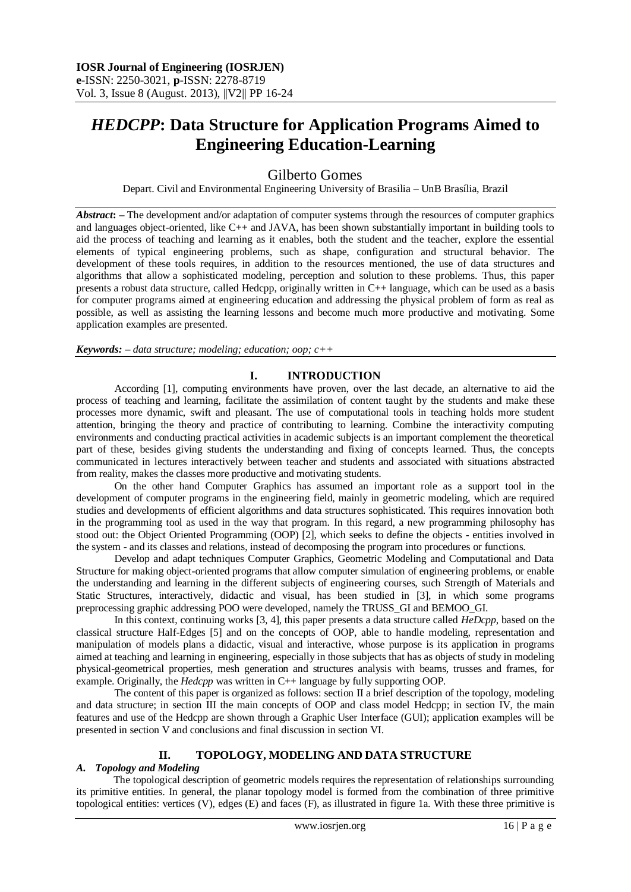IOSR Journal of Engineering (IOSRJEN)
e-ISSN: 2250-3021, p-ISSN: 2278-8719
Vol. 3, Issue 8 (August. 2013), ||V2|| PP 16-24

# *HEDCPP*: Data Structure for Application Programs Aimed to Engineering Education-Learning

Gilberto Gomes

Depart. Civil and Environmental Engineering University of Brasilia – UnB Brasília, Brazil

***Abstract*: –** The development and/or adaptation of computer systems through the resources of computer graphics and languages object-oriented, like C++ and JAVA, has been shown substantially important in building tools to aid the process of teaching and learning as it enables, both the student and the teacher, explore the essential elements of typical engineering problems, such as shape, configuration and structural behavior. The development of these tools requires, in addition to the resources mentioned, the use of data structures and algorithms that allow a sophisticated modeling, perception and solution to these problems. Thus, this paper presents a robust data structure, called Hedcpp, originally written in C++ language, which can be used as a basis for computer programs aimed at engineering education and addressing the physical problem of form as real as possible, as well as assisting the learning lessons and become much more productive and motivating. Some application examples are presented.

***Keywords*: –** *data structure; modeling; education; oop; c++*

## I. INTRODUCTION

According [1], computing environments have proven, over the last decade, an alternative to aid the process of teaching and learning, facilitate the assimilation of content taught by the students and make these processes more dynamic, swift and pleasant. The use of computational tools in teaching holds more student attention, bringing the theory and practice of contributing to learning. Combine the interactivity computing environments and conducting practical activities in academic subjects is an important complement the theoretical part of these, besides giving students the understanding and fixing of concepts learned. Thus, the concepts communicated in lectures interactively between teacher and students and associated with situations abstracted from reality, makes the classes more productive and motivating students.

On the other hand Computer Graphics has assumed an important role as a support tool in the development of computer programs in the engineering field, mainly in geometric modeling, which are required studies and developments of efficient algorithms and data structures sophisticated. This requires innovation both in the programming tool as used in the way that program. In this regard, a new programming philosophy has stood out: the Object Oriented Programming (OOP) [2], which seeks to define the objects - entities involved in the system - and its classes and relations, instead of decomposing the program into procedures or functions.

Develop and adapt techniques Computer Graphics, Geometric Modeling and Computational and Data Structure for making object-oriented programs that allow computer simulation of engineering problems, or enable the understanding and learning in the different subjects of engineering courses, such Strength of Materials and Static Structures, interactively, didactic and visual, has been studied in [3], in which some programs preprocessing graphic addressing POO were developed, namely the TRUSS_GI and BEMOO_GI.

In this context, continuing works [3, 4], this paper presents a data structure called *HeDcpp*, based on the classical structure Half-Edges [5] and on the concepts of OOP, able to handle modeling, representation and manipulation of models plans a didactic, visual and interactive, whose purpose is its application in programs aimed at teaching and learning in engineering, especially in those subjects that has as objects of study in modeling physical-geometrical properties, mesh generation and structures analysis with beams, trusses and frames, for example. Originally, the *Hedcpp* was written in C++ language by fully supporting OOP.

The content of this paper is organized as follows: section II a brief description of the topology, modeling and data structure; in section III the main concepts of OOP and class model Hedcpp; in section IV, the main features and use of the Hedcpp are shown through a Graphic User Interface (GUI); application examples will be presented in section V and conclusions and final discussion in section VI.

## II. TOPOLOGY, MODELING AND DATA STRUCTURE

### *A. Topology and Modeling*

The topological description of geometric models requires the representation of relationships surrounding its primitive entities. In general, the planar topology model is formed from the combination of three primitive topological entities: vertices (V), edges (E) and faces (F), as illustrated in figure 1a. With these three primitive is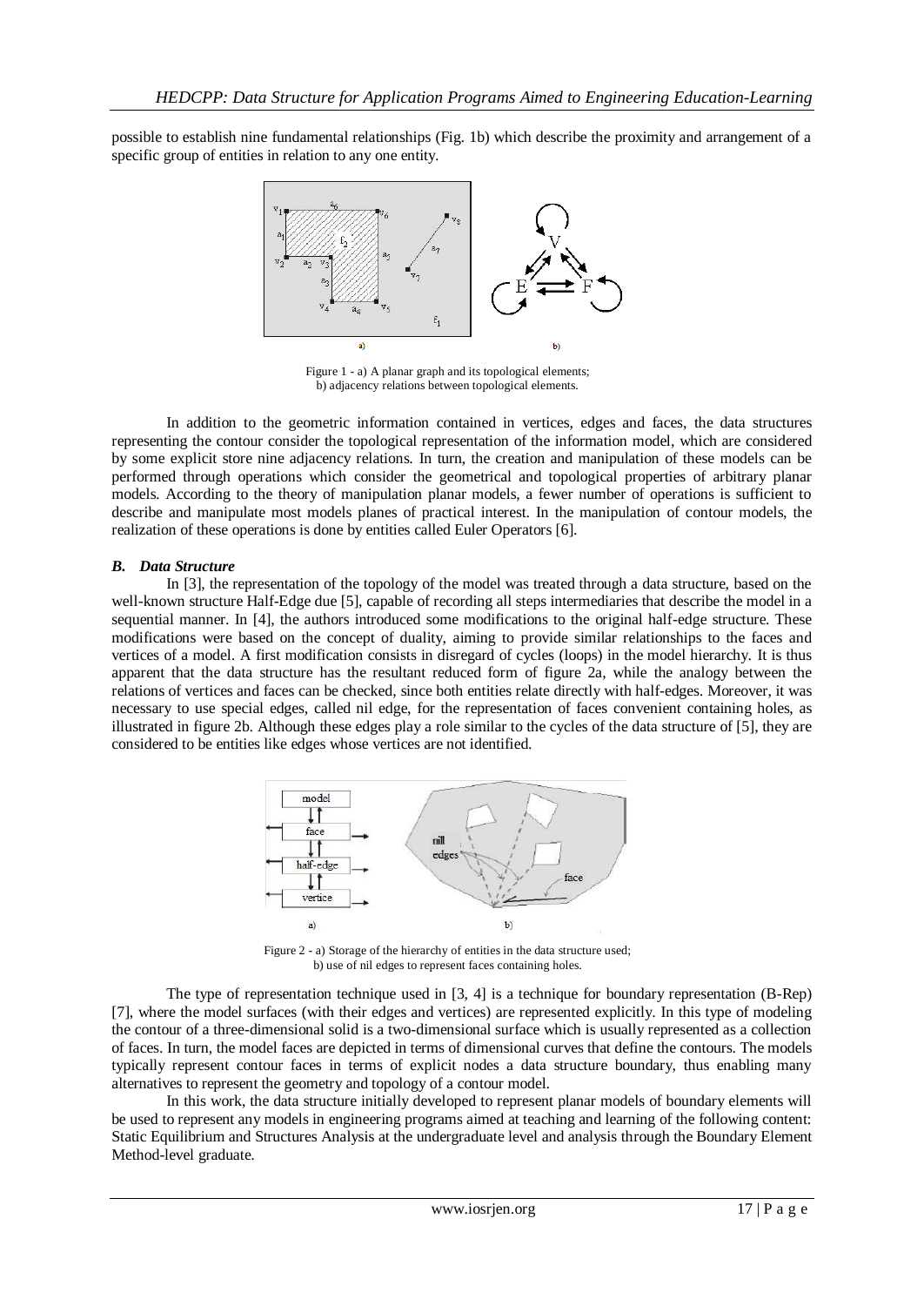possible to establish nine fundamental relationships (Fig. 1b) which describe the proximity and arrangement of a specific group of entities in relation to any one entity.

Figure 1 - a) A planar graph and its topological elements; b) adjacency relations between topological elements.

In addition to the geometric information contained in vertices, edges and faces, the data structures representing the contour consider the topological representation of the information model, which are considered by some explicit store nine adjacency relations. In turn, the creation and manipulation of these models can be performed through operations which consider the geometrical and topological properties of arbitrary planar models. According to the theory of manipulation planar models, a fewer number of operations is sufficient to describe and manipulate most models planes of practical interest. In the manipulation of contour models, the realization of these operations is done by entities called Euler Operators [6].

### *B. Data Structure*

In [3], the representation of the topology of the model was treated through a data structure, based on the well-known structure Half-Edge due [5], capable of recording all steps intermediaries that describe the model in a sequential manner. In [4], the authors introduced some modifications to the original half-edge structure. These modifications were based on the concept of duality, aiming to provide similar relationships to the faces and vertices of a model. A first modification consists in disregard of cycles (loops) in the model hierarchy. It is thus apparent that the data structure has the resultant reduced form of figure 2a, while the analogy between the relations of vertices and faces can be checked, since both entities relate directly with half-edges. Moreover, it was necessary to use special edges, called nil edge, for the representation of faces convenient containing holes, as illustrated in figure 2b. Although these edges play a role similar to the cycles of the data structure of [5], they are considered to be entities like edges whose vertices are not identified.

Figure 2 - a) Storage of the hierarchy of entities in the data structure used; b) use of nil edges to represent faces containing holes.

The type of representation technique used in [3, 4] is a technique for boundary representation (B-Rep) [7], where the model surfaces (with their edges and vertices) are represented explicitly. In this type of modeling the contour of a three-dimensional solid is a two-dimensional surface which is usually represented as a collection of faces. In turn, the model faces are depicted in terms of dimensional curves that define the contours. The models typically represent contour faces in terms of explicit nodes a data structure boundary, thus enabling many alternatives to represent the geometry and topology of a contour model.

In this work, the data structure initially developed to represent planar models of boundary elements will be used to represent any models in engineering programs aimed at teaching and learning of the following content: Static Equilibrium and Structures Analysis at the undergraduate level and analysis through the Boundary Element Method-level graduate.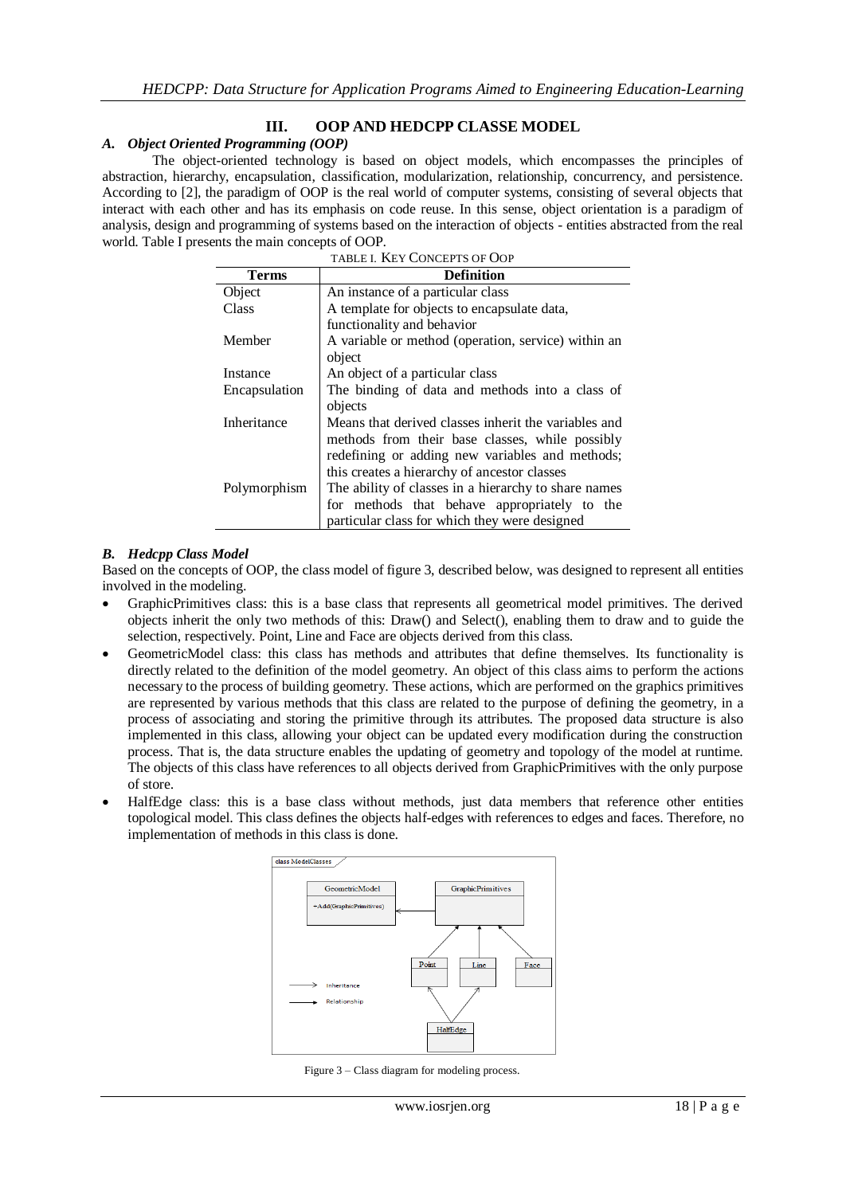## III. OOP AND HEDCPP CLASSE MODEL

### *A. Object Oriented Programming (OOP)*

The object-oriented technology is based on object models, which encompasses the principles of abstraction, hierarchy, encapsulation, classification, modularization, relationship, concurrency, and persistence. According to [2], the paradigm of OOP is the real world of computer systems, consisting of several objects that interact with each other and has its emphasis on code reuse. In this sense, object orientation is a paradigm of analysis, design and programming of systems based on the interaction of objects - entities abstracted from the real world. Table I presents the main concepts of OOP.

TABLE I. KEY CONCEPTS OF OOP

| Terms | Definition |
|---|---|
| Object | An instance of a particular class |
| Class | A template for objects to encapsulate data, functionality and behavior |
| Member | A variable or method (operation, service) within an object |
| Instance | An object of a particular class |
| Encapsulation | The binding of data and methods into a class of objects |
| Inheritance | Means that derived classes inherit the variables and methods from their base classes, while possibly redefining or adding new variables and methods; this creates a hierarchy of ancestor classes |
| Polymorphism | The ability of classes in a hierarchy to share names for methods that behave appropriately to the particular class for which they were designed |

### *B. Hedcpp Class Model*

Based on the concepts of OOP, the class model of figure 3, described below, was designed to represent all entities involved in the modeling.

- GraphicPrimitives class: this is a base class that represents all geometrical model primitives. The derived objects inherit the only two methods of this: Draw() and Select(), enabling them to draw and to guide the selection, respectively. Point, Line and Face are objects derived from this class.
- GeometricModel class: this class has methods and attributes that define themselves. Its functionality is directly related to the definition of the model geometry. An object of this class aims to perform the actions necessary to the process of building geometry. These actions, which are performed on the graphics primitives are represented by various methods that this class are related to the purpose of defining the geometry, in a process of associating and storing the primitive through its attributes. The proposed data structure is also implemented in this class, allowing your object can be updated every modification during the construction process. That is, the data structure enables the updating of geometry and topology of the model at runtime. The objects of this class have references to all objects derived from GraphicPrimitives with the only purpose of store.
- HalfEdge class: this is a base class without methods, just data members that reference other entities topological model. This class defines the objects half-edges with references to edges and faces. Therefore, no implementation of methods in this class is done.

Figure 3 – Class diagram for modeling process.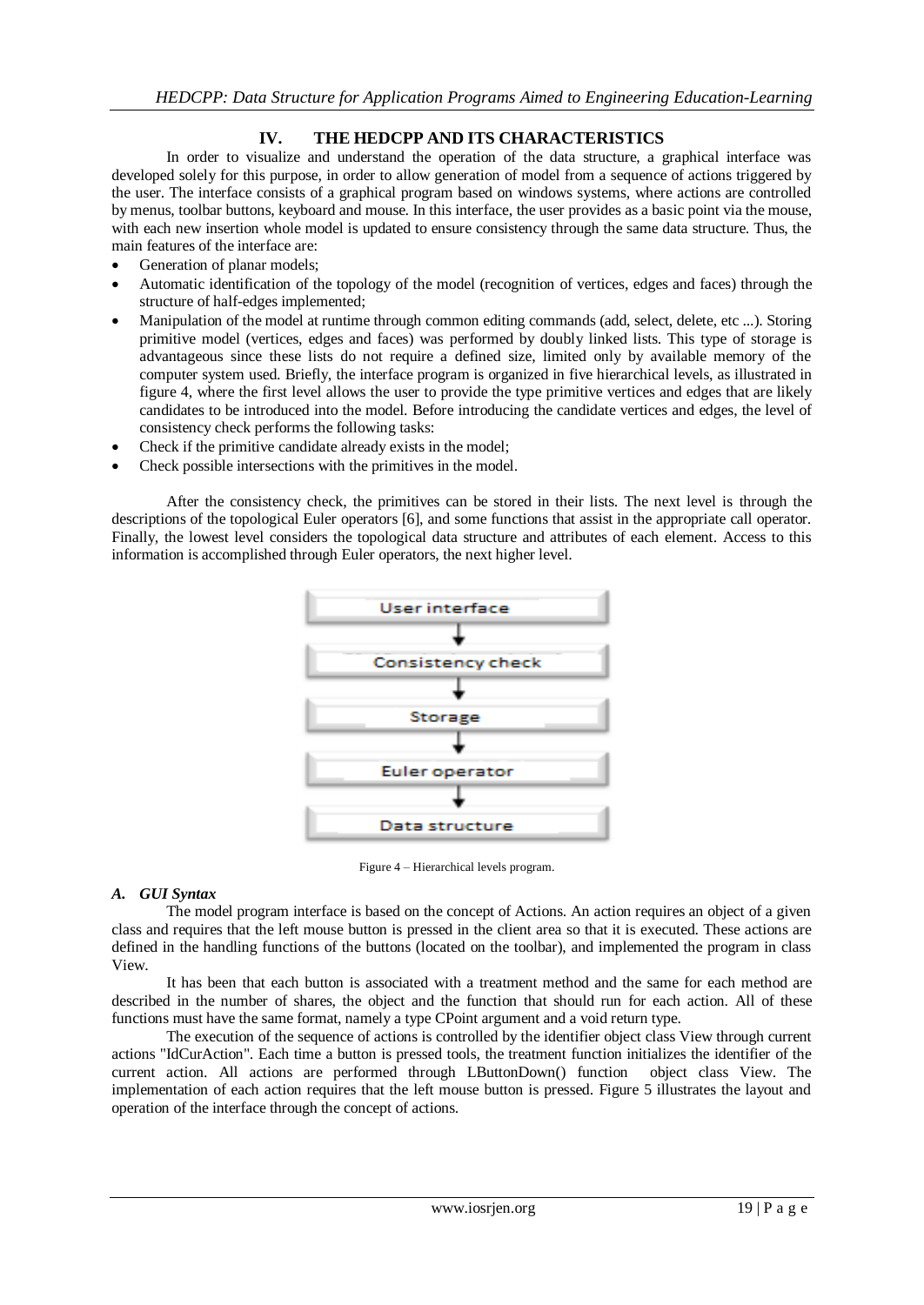## IV. THE HEDCPP AND ITS CHARACTERISTICS

In order to visualize and understand the operation of the data structure, a graphical interface was developed solely for this purpose, in order to allow generation of model from a sequence of actions triggered by the user. The interface consists of a graphical program based on windows systems, where actions are controlled by menus, toolbar buttons, keyboard and mouse. In this interface, the user provides as a basic point via the mouse, with each new insertion whole model is updated to ensure consistency through the same data structure. Thus, the main features of the interface are:

- Generation of planar models;
- Automatic identification of the topology of the model (recognition of vertices, edges and faces) through the structure of half-edges implemented;
- Manipulation of the model at runtime through common editing commands (add, select, delete, etc ...). Storing primitive model (vertices, edges and faces) was performed by doubly linked lists. This type of storage is advantageous since these lists do not require a defined size, limited only by available memory of the computer system used. Briefly, the interface program is organized in five hierarchical levels, as illustrated in figure 4, where the first level allows the user to provide the type primitive vertices and edges that are likely candidates to be introduced into the model. Before introducing the candidate vertices and edges, the level of consistency check performs the following tasks:
- Check if the primitive candidate already exists in the model;
- Check possible intersections with the primitives in the model.

After the consistency check, the primitives can be stored in their lists. The next level is through the descriptions of the topological Euler operators [6], and some functions that assist in the appropriate call operator. Finally, the lowest level considers the topological data structure and attributes of each element. Access to this information is accomplished through Euler operators, the next higher level.

User interface → Consistency check → Storage → Euler operator → Data structure

Figure 4 – Hierarchical levels program.

### A. GUI Syntax

The model program interface is based on the concept of Actions. An action requires an object of a given class and requires that the left mouse button is pressed in the client area so that it is executed. These actions are defined in the handling functions of the buttons (located on the toolbar), and implemented the program in class View.

It has been that each button is associated with a treatment method and the same for each method are described in the number of shares, the object and the function that should run for each action. All of these functions must have the same format, namely a type CPoint argument and a void return type.

The execution of the sequence of actions is controlled by the identifier object class View through current actions "IdCurAction". Each time a button is pressed tools, the treatment function initializes the identifier of the current action. All actions are performed through LButtonDown() function object class View. The implementation of each action requires that the left mouse button is pressed. Figure 5 illustrates the layout and operation of the interface through the concept of actions.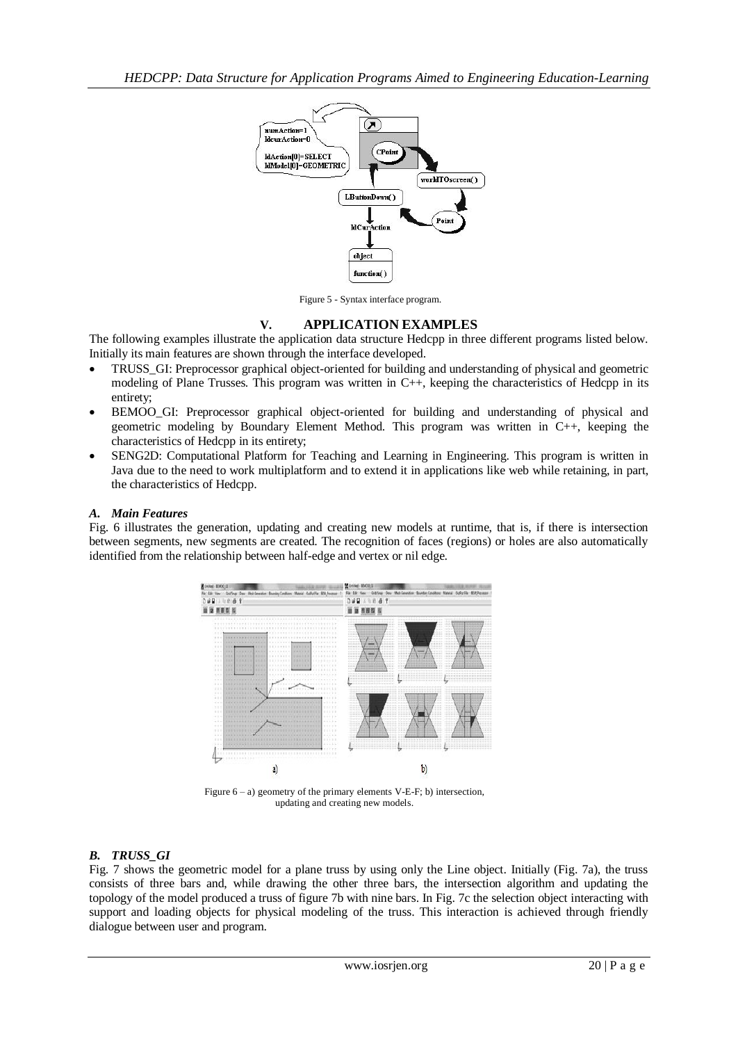Figure 5 - Syntax interface program.

## V. APPLICATION EXAMPLES

The following examples illustrate the application data structure Hedcpp in three different programs listed below. Initially its main features are shown through the interface developed.

- TRUSS_GI: Preprocessor graphical object-oriented for building and understanding of physical and geometric modeling of Plane Trusses. This program was written in C++, keeping the characteristics of Hedcpp in its entirety;
- BEMOO_GI: Preprocessor graphical object-oriented for building and understanding of physical and geometric modeling by Boundary Element Method. This program was written in C++, keeping the characteristics of Hedcpp in its entirety;
- SENG2D: Computational Platform for Teaching and Learning in Engineering. This program is written in Java due to the need to work multiplatform and to extend it in applications like web while retaining, in part, the characteristics of Hedcpp.

### *A. Main Features*

Fig. 6 illustrates the generation, updating and creating new models at runtime, that is, if there is intersection between segments, new segments are created. The recognition of faces (regions) or holes are also automatically identified from the relationship between half-edge and vertex or nil edge.

Figure 6 – a) geometry of the primary elements V-E-F; b) intersection, updating and creating new models.

### *B. TRUSS_GI*

Fig. 7 shows the geometric model for a plane truss by using only the Line object. Initially (Fig. 7a), the truss consists of three bars and, while drawing the other three bars, the intersection algorithm and updating the topology of the model produced a truss of figure 7b with nine bars. In Fig. 7c the selection object interacting with support and loading objects for physical modeling of the truss. This interaction is achieved through friendly dialogue between user and program.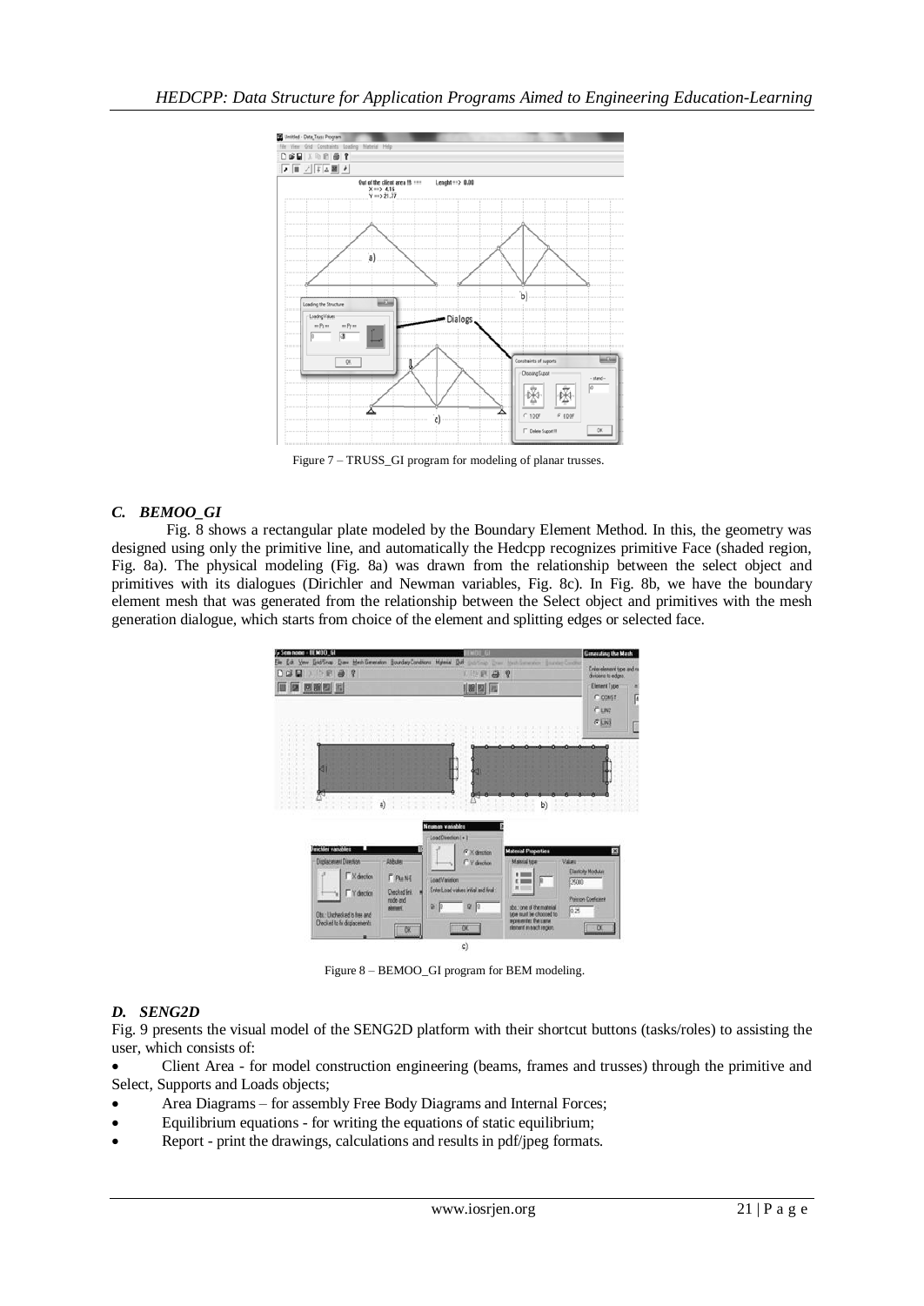Figure 7 – TRUSS_GI program for modeling of planar trusses.

### *C. BEMOO_GI*

Fig. 8 shows a rectangular plate modeled by the Boundary Element Method. In this, the geometry was designed using only the primitive line, and automatically the Hedcpp recognizes primitive Face (shaded region, Fig. 8a). The physical modeling (Fig. 8a) was drawn from the relationship between the select object and primitives with its dialogues (Dirichler and Newman variables, Fig. 8c). In Fig. 8b, we have the boundary element mesh that was generated from the relationship between the Select object and primitives with the mesh generation dialogue, which starts from choice of the element and splitting edges or selected face.

Figure 8 – BEMOO_GI program for BEM modeling.

### *D. SENG2D*

Fig. 9 presents the visual model of the SENG2D platform with their shortcut buttons (tasks/roles) to assisting the user, which consists of:

- Client Area - for model construction engineering (beams, frames and trusses) through the primitive and Select, Supports and Loads objects;
- Area Diagrams – for assembly Free Body Diagrams and Internal Forces;
- Equilibrium equations - for writing the equations of static equilibrium;
- Report - print the drawings, calculations and results in pdf/jpeg formats.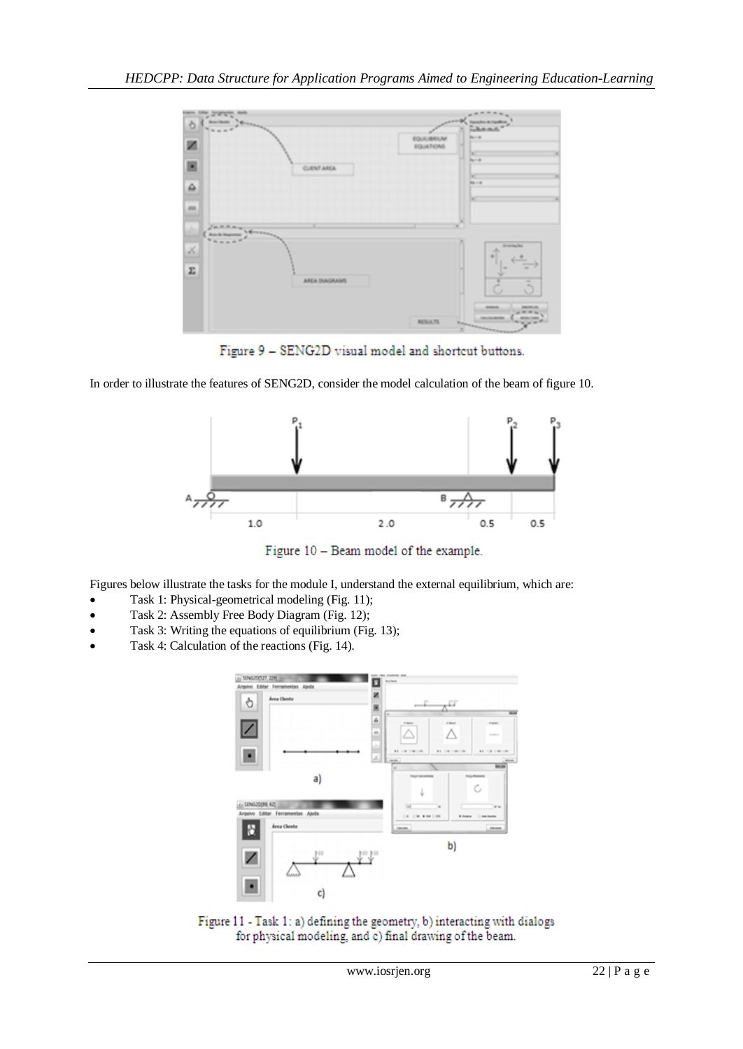Figure 9 – SENG2D visual model and shortcut buttons.

In order to illustrate the features of SENG2D, consider the model calculation of the beam of figure 10.

Figure 10 – Beam model of the example.

Figures below illustrate the tasks for the module I, understand the external equilibrium, which are:

- Task 1: Physical-geometrical modeling (Fig. 11);
- Task 2: Assembly Free Body Diagram (Fig. 12);
- Task 3: Writing the equations of equilibrium (Fig. 13);
- Task 4: Calculation of the reactions (Fig. 14).

Figure 11 - Task 1: a) defining the geometry, b) interacting with dialogs for physical modeling, and c) final drawing of the beam.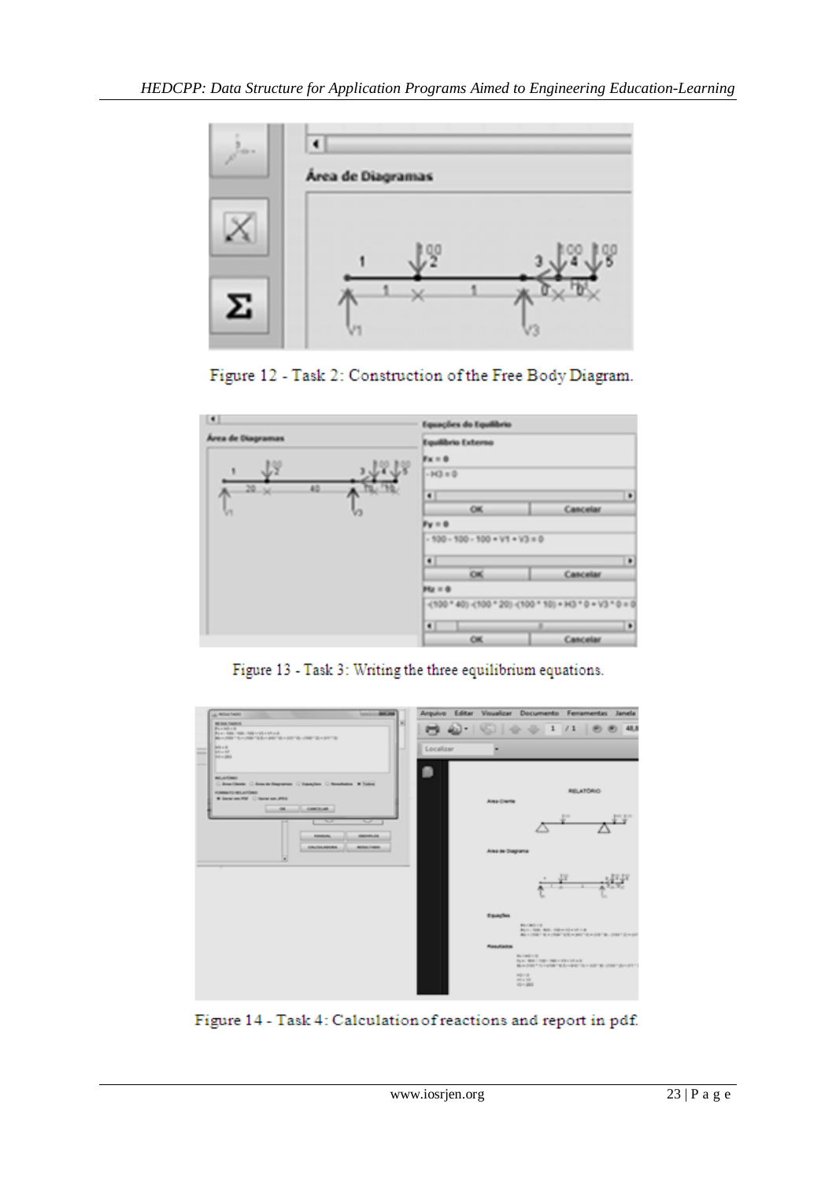Figure 12 - Task 2: Construction of the Free Body Diagram.

Figure 13 - Task 3: Writing the three equilibrium equations.

Figure 14 - Task 4: Calculation of reactions and report in pdf.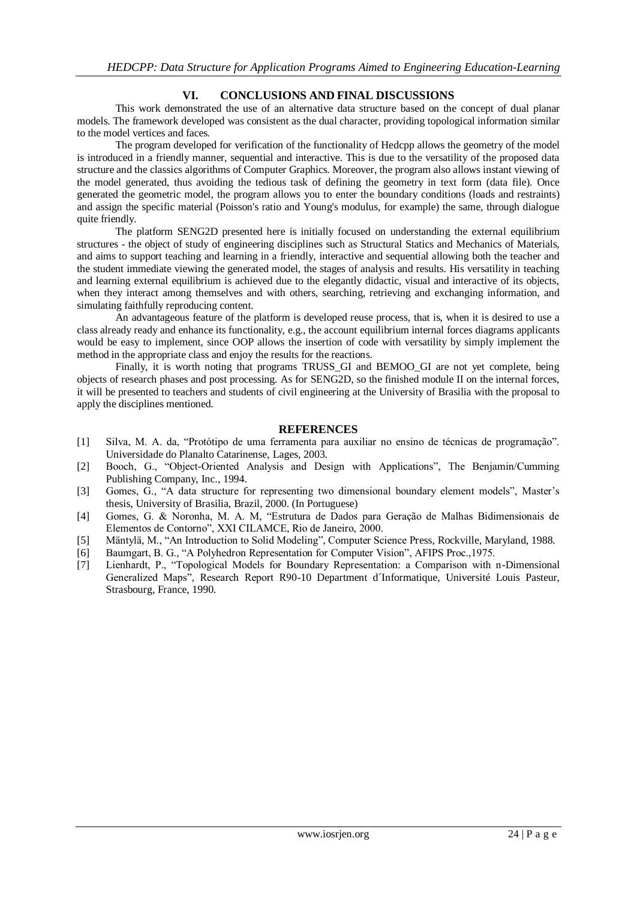## VI. CONCLUSIONS AND FINAL DISCUSSIONS

This work demonstrated the use of an alternative data structure based on the concept of dual planar models. The framework developed was consistent as the dual character, providing topological information similar to the model vertices and faces.

The program developed for verification of the functionality of Hedcpp allows the geometry of the model is introduced in a friendly manner, sequential and interactive. This is due to the versatility of the proposed data structure and the classics algorithms of Computer Graphics. Moreover, the program also allows instant viewing of the model generated, thus avoiding the tedious task of defining the geometry in text form (data file). Once generated the geometric model, the program allows you to enter the boundary conditions (loads and restraints) and assign the specific material (Poisson's ratio and Young's modulus, for example) the same, through dialogue quite friendly.

The platform SENG2D presented here is initially focused on understanding the external equilibrium structures - the object of study of engineering disciplines such as Structural Statics and Mechanics of Materials, and aims to support teaching and learning in a friendly, interactive and sequential allowing both the teacher and the student immediate viewing the generated model, the stages of analysis and results. His versatility in teaching and learning external equilibrium is achieved due to the elegantly didactic, visual and interactive of its objects, when they interact among themselves and with others, searching, retrieving and exchanging information, and simulating faithfully reproducing content.

An advantageous feature of the platform is developed reuse process, that is, when it is desired to use a class already ready and enhance its functionality, e.g., the account equilibrium internal forces diagrams applicants would be easy to implement, since OOP allows the insertion of code with versatility by simply implement the method in the appropriate class and enjoy the results for the reactions.

Finally, it is worth noting that programs TRUSS_GI and BEMOO_GI are not yet complete, being objects of research phases and post processing. As for SENG2D, so the finished module II on the internal forces, it will be presented to teachers and students of civil engineering at the University of Brasilia with the proposal to apply the disciplines mentioned.

## REFERENCES

[1] Silva, M. A. da, "Protótipo de uma ferramenta para auxiliar no ensino de técnicas de programação". Universidade do Planalto Catarinense, Lages, 2003.

[2] Booch, G., "Object-Oriented Analysis and Design with Applications", The Benjamin/Cumming Publishing Company, Inc., 1994.

[3] Gomes, G., "A data structure for representing two dimensional boundary element models", Master's thesis, University of Brasilia, Brazil, 2000. (In Portuguese)

[4] Gomes, G. & Noronha, M. A. M, "Estrutura de Dados para Geração de Malhas Bidimensionais de Elementos de Contorno", XXI CILAMCE, Rio de Janeiro, 2000.

[5] Mäntylä, M., "An Introduction to Solid Modeling", Computer Science Press, Rockville, Maryland, 1988.

[6] Baumgart, B. G., "A Polyhedron Representation for Computer Vision", AFIPS Proc.,1975.

[7] Lienhardt, P., "Topological Models for Boundary Representation: a Comparison with n-Dimensional Generalized Maps", Research Report R90-10 Department d´Informatique, Université Louis Pasteur, Strasbourg, France, 1990.